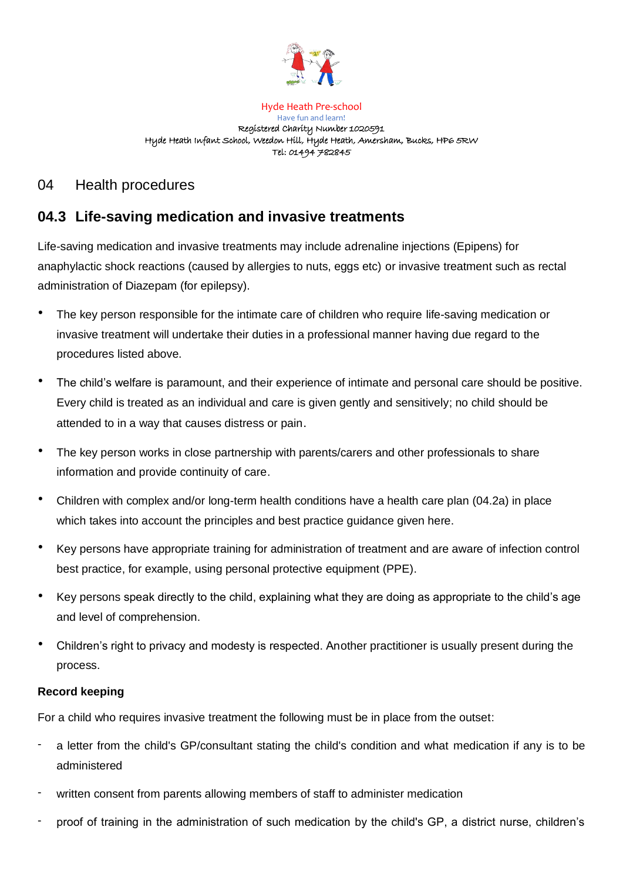Hyde Heath Pre-school
Have fun and learn!
Registered Charity Number 1020591
Hyde Heath Infant School, Weedon Hill, Hyde Heath, Amersham, Bucks, HP6 5RW
Tel: 01494 782845

# 04 Health procedures

## 04.3 Life-saving medication and invasive treatments

Life-saving medication and invasive treatments may include adrenaline injections (Epipens) for anaphylactic shock reactions (caused by allergies to nuts, eggs etc) or invasive treatment such as rectal administration of Diazepam (for epilepsy).

- The key person responsible for the intimate care of children who require life-saving medication or invasive treatment will undertake their duties in a professional manner having due regard to the procedures listed above.
- The child's welfare is paramount, and their experience of intimate and personal care should be positive. Every child is treated as an individual and care is given gently and sensitively; no child should be attended to in a way that causes distress or pain.
- The key person works in close partnership with parents/carers and other professionals to share information and provide continuity of care.
- Children with complex and/or long-term health conditions have a health care plan (04.2a) in place which takes into account the principles and best practice guidance given here.
- Key persons have appropriate training for administration of treatment and are aware of infection control best practice, for example, using personal protective equipment (PPE).
- Key persons speak directly to the child, explaining what they are doing as appropriate to the child's age and level of comprehension.
- Children's right to privacy and modesty is respected. Another practitioner is usually present during the process.

**Record keeping**

For a child who requires invasive treatment the following must be in place from the outset:

- a letter from the child's GP/consultant stating the child's condition and what medication if any is to be administered
- written consent from parents allowing members of staff to administer medication
- proof of training in the administration of such medication by the child's GP, a district nurse, children's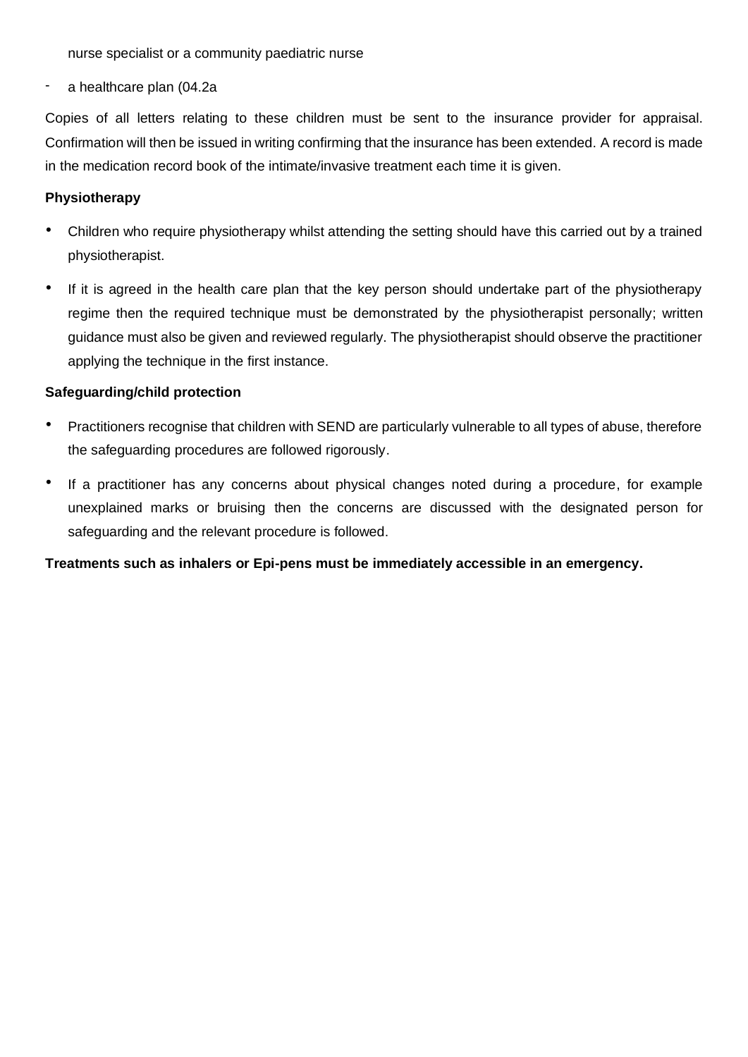nurse specialist or a community paediatric nurse

- a healthcare plan (04.2a

Copies of all letters relating to these children must be sent to the insurance provider for appraisal. Confirmation will then be issued in writing confirming that the insurance has been extended. A record is made in the medication record book of the intimate/invasive treatment each time it is given.

**Physiotherapy**

- Children who require physiotherapy whilst attending the setting should have this carried out by a trained physiotherapist.
- If it is agreed in the health care plan that the key person should undertake part of the physiotherapy regime then the required technique must be demonstrated by the physiotherapist personally; written guidance must also be given and reviewed regularly. The physiotherapist should observe the practitioner applying the technique in the first instance.

**Safeguarding/child protection**

- Practitioners recognise that children with SEND are particularly vulnerable to all types of abuse, therefore the safeguarding procedures are followed rigorously.
- If a practitioner has any concerns about physical changes noted during a procedure, for example unexplained marks or bruising then the concerns are discussed with the designated person for safeguarding and the relevant procedure is followed.

**Treatments such as inhalers or Epi-pens must be immediately accessible in an emergency.**